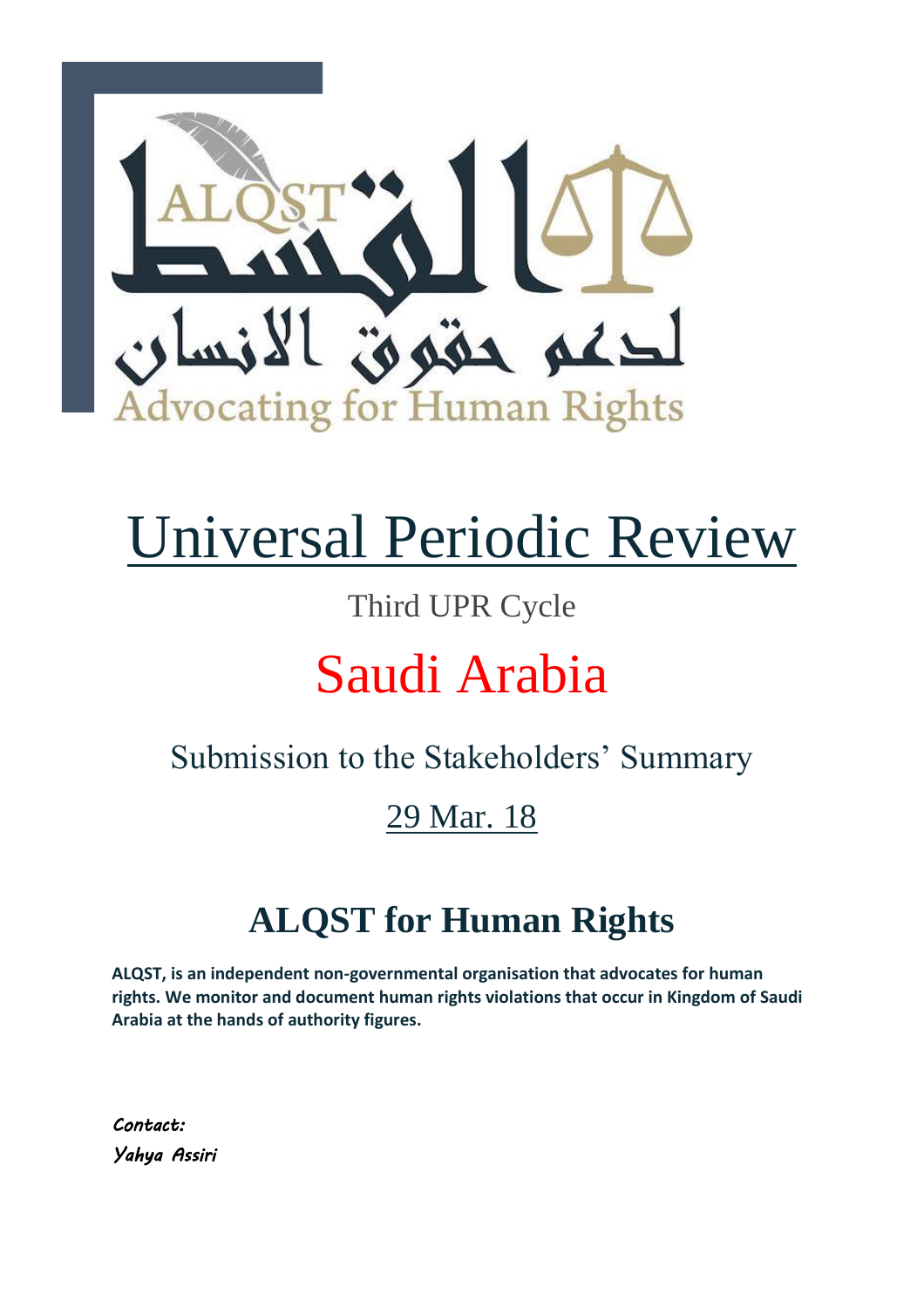# Universal Periodic Review

Third UPR Cycle

# Saudi Arabia

Submission to the Stakeholders' Summary

29 Mar. 18

## ALQST for Human Rights

**ALQST, is an independent non-governmental organisation that advocates for human rights. We monitor and document human rights violations that occur in Kingdom of Saudi Arabia at the hands of authority figures.**

*Contact:*
*Yahya Assiri*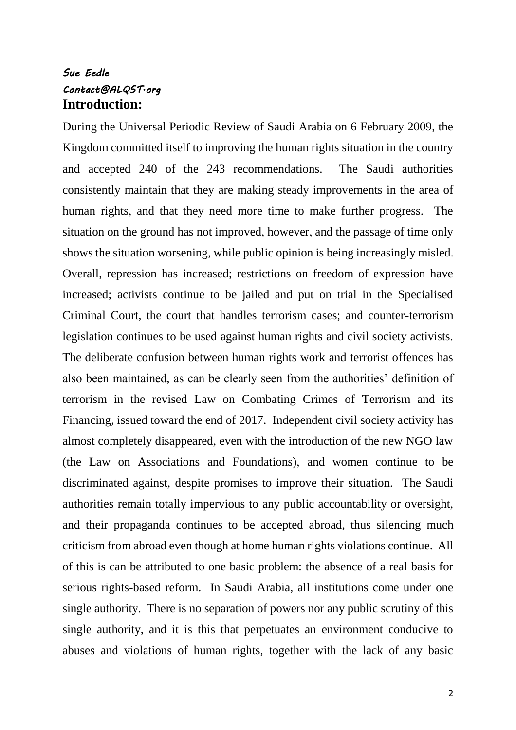***Sue Eedle***
***Contact@ALQST.org***

## Introduction:

During the Universal Periodic Review of Saudi Arabia on 6 February 2009, the Kingdom committed itself to improving the human rights situation in the country and accepted 240 of the 243 recommendations. The Saudi authorities consistently maintain that they are making steady improvements in the area of human rights, and that they need more time to make further progress. The situation on the ground has not improved, however, and the passage of time only shows the situation worsening, while public opinion is being increasingly misled. Overall, repression has increased; restrictions on freedom of expression have increased; activists continue to be jailed and put on trial in the Specialised Criminal Court, the court that handles terrorism cases; and counter-terrorism legislation continues to be used against human rights and civil society activists. The deliberate confusion between human rights work and terrorist offences has also been maintained, as can be clearly seen from the authorities' definition of terrorism in the revised Law on Combating Crimes of Terrorism and its Financing, issued toward the end of 2017. Independent civil society activity has almost completely disappeared, even with the introduction of the new NGO law (the Law on Associations and Foundations), and women continue to be discriminated against, despite promises to improve their situation. The Saudi authorities remain totally impervious to any public accountability or oversight, and their propaganda continues to be accepted abroad, thus silencing much criticism from abroad even though at home human rights violations continue. All of this is can be attributed to one basic problem: the absence of a real basis for serious rights-based reform. In Saudi Arabia, all institutions come under one single authority. There is no separation of powers nor any public scrutiny of this single authority, and it is this that perpetuates an environment conducive to abuses and violations of human rights, together with the lack of any basic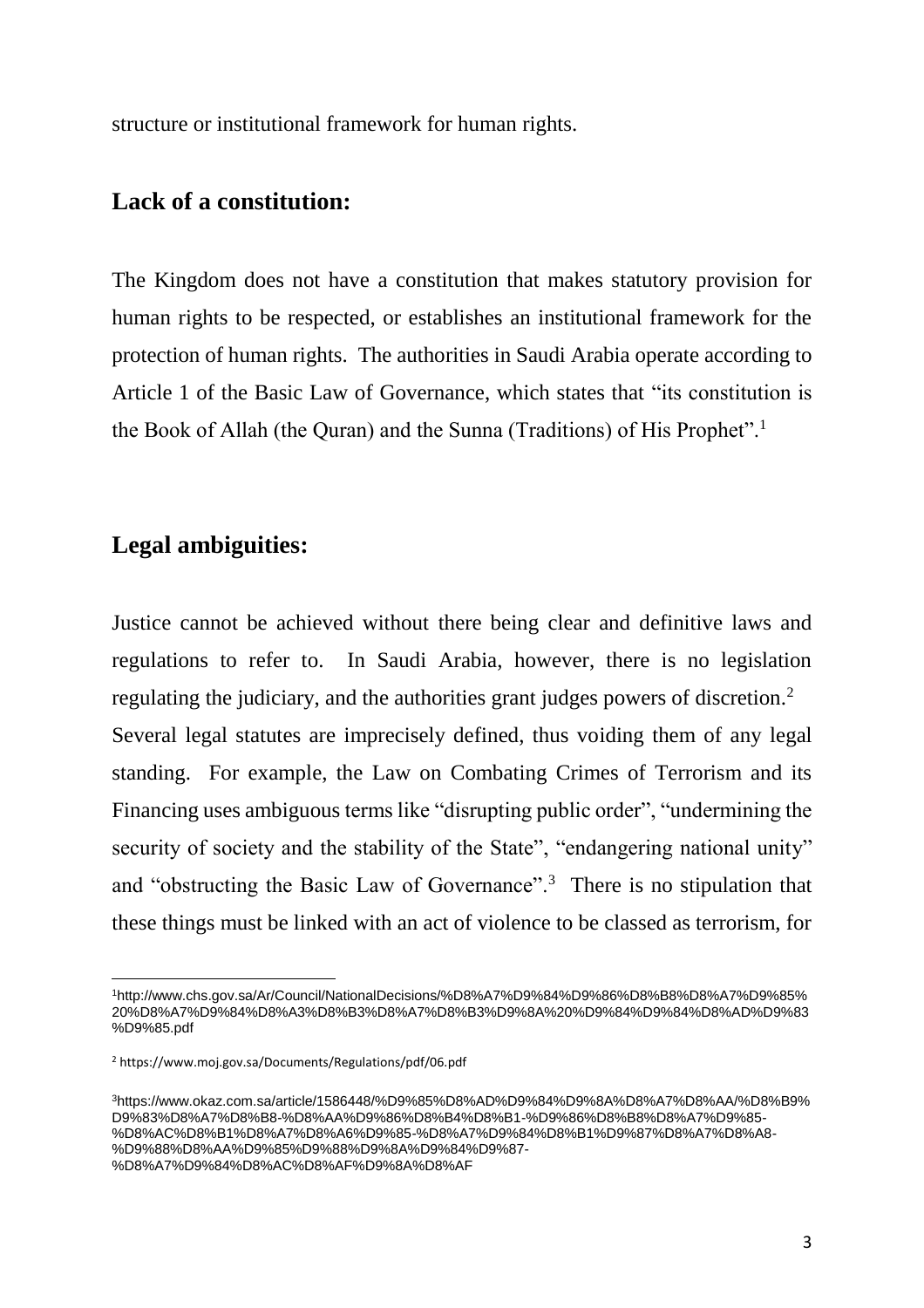structure or institutional framework for human rights.

## Lack of a constitution:

The Kingdom does not have a constitution that makes statutory provision for human rights to be respected, or establishes an institutional framework for the protection of human rights. The authorities in Saudi Arabia operate according to Article 1 of the Basic Law of Governance, which states that "its constitution is the Book of Allah (the Quran) and the Sunna (Traditions) of His Prophet".[1]

## Legal ambiguities:

Justice cannot be achieved without there being clear and definitive laws and regulations to refer to. In Saudi Arabia, however, there is no legislation regulating the judiciary, and the authorities grant judges powers of discretion.[2] Several legal statutes are imprecisely defined, thus voiding them of any legal standing. For example, the Law on Combating Crimes of Terrorism and its Financing uses ambiguous terms like "disrupting public order", "undermining the security of society and the stability of the State", "endangering national unity" and "obstructing the Basic Law of Governance".[3] There is no stipulation that these things must be linked with an act of violence to be classed as terrorism, for

---

[1] http://www.chs.gov.sa/Ar/Council/NationalDecisions/%D8%A7%D9%84%D9%86%D8%B8%D8%A7%D9%85%20%D8%A7%D9%84%D8%A3%D8%B3%D8%A7%D8%B3%D9%8A%20%D9%84%D9%84%D8%AD%D9%83%D9%85.pdf

[2] https://www.moj.gov.sa/Documents/Regulations/pdf/06.pdf

[3] https://www.okaz.com.sa/article/1586448/%D9%85%D8%AD%D9%84%D9%8A%D8%A7%D8%AA/%D8%B9%D9%83%D8%A7%D8%B8-%D8%AA%D9%86%D8%B4%D8%B1-%D9%86%D8%B8%D8%A7%D9%85-%D8%AC%D8%B1%D8%A7%D8%A6%D9%85-%D8%A7%D9%84%D8%B1%D9%87%D8%A7%D8%A8-%D9%88%D8%AA%D9%85%D9%88%D9%8A%D9%84%D9%87-%D8%A7%D9%84%D8%AC%D8%AF%D9%8A%D8%AF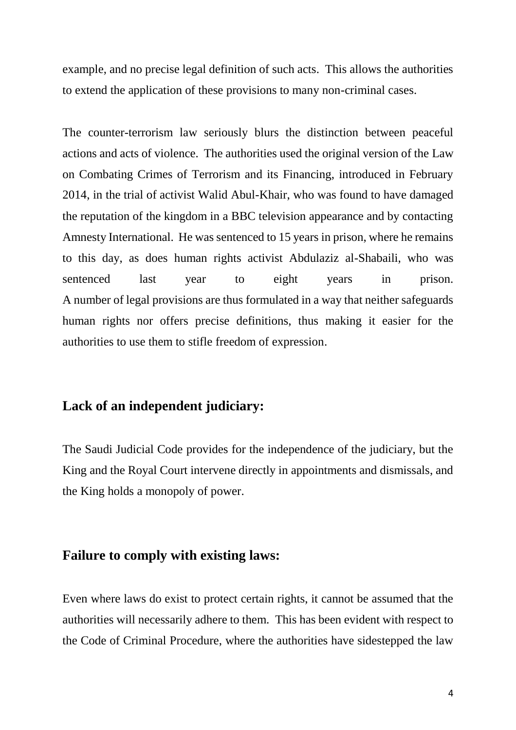example, and no precise legal definition of such acts. This allows the authorities to extend the application of these provisions to many non-criminal cases.

The counter-terrorism law seriously blurs the distinction between peaceful actions and acts of violence. The authorities used the original version of the Law on Combating Crimes of Terrorism and its Financing, introduced in February 2014, in the trial of activist Walid Abul-Khair, who was found to have damaged the reputation of the kingdom in a BBC television appearance and by contacting Amnesty International. He was sentenced to 15 years in prison, where he remains to this day, as does human rights activist Abdulaziz al-Shabaili, who was sentenced last year to eight years in prison.

A number of legal provisions are thus formulated in a way that neither safeguards human rights nor offers precise definitions, thus making it easier for the authorities to use them to stifle freedom of expression.

## Lack of an independent judiciary:

The Saudi Judicial Code provides for the independence of the judiciary, but the King and the Royal Court intervene directly in appointments and dismissals, and the King holds a monopoly of power.

## Failure to comply with existing laws:

Even where laws do exist to protect certain rights, it cannot be assumed that the authorities will necessarily adhere to them. This has been evident with respect to the Code of Criminal Procedure, where the authorities have sidestepped the law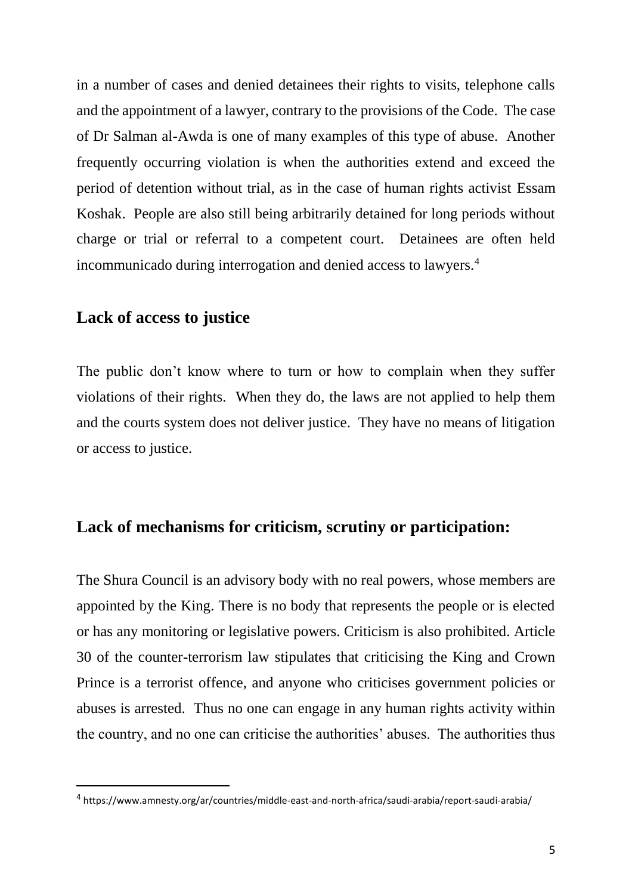in a number of cases and denied detainees their rights to visits, telephone calls and the appointment of a lawyer, contrary to the provisions of the Code. The case of Dr Salman al-Awda is one of many examples of this type of abuse. Another frequently occurring violation is when the authorities extend and exceed the period of detention without trial, as in the case of human rights activist Essam Koshak. People are also still being arbitrarily detained for long periods without charge or trial or referral to a competent court. Detainees are often held incommunicado during interrogation and denied access to lawyers.[4]

## Lack of access to justice

The public don't know where to turn or how to complain when they suffer violations of their rights. When they do, the laws are not applied to help them and the courts system does not deliver justice. They have no means of litigation or access to justice.

## Lack of mechanisms for criticism, scrutiny or participation:

The Shura Council is an advisory body with no real powers, whose members are appointed by the King. There is no body that represents the people or is elected or has any monitoring or legislative powers. Criticism is also prohibited. Article 30 of the counter-terrorism law stipulates that criticising the King and Crown Prince is a terrorist offence, and anyone who criticises government policies or abuses is arrested. Thus no one can engage in any human rights activity within the country, and no one can criticise the authorities' abuses. The authorities thus

---

[4] https://www.amnesty.org/ar/countries/middle-east-and-north-africa/saudi-arabia/report-saudi-arabia/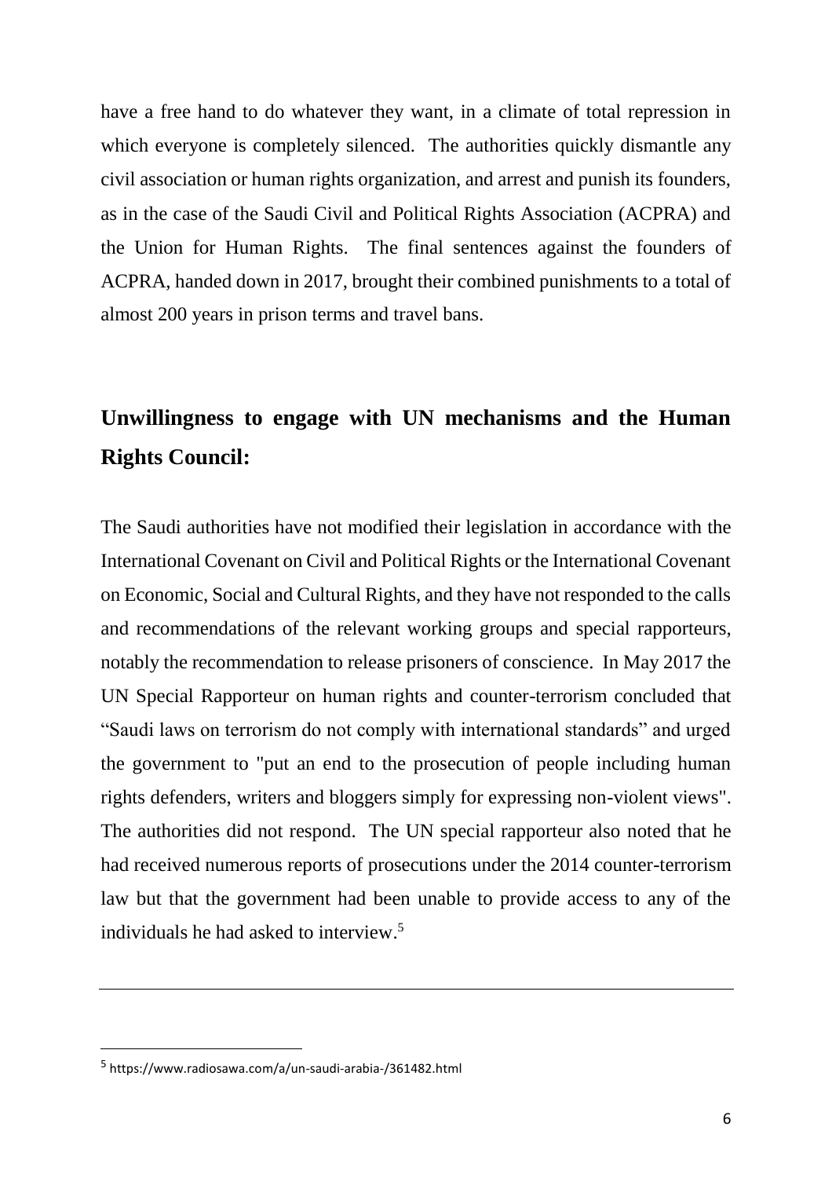have a free hand to do whatever they want, in a climate of total repression in which everyone is completely silenced. The authorities quickly dismantle any civil association or human rights organization, and arrest and punish its founders, as in the case of the Saudi Civil and Political Rights Association (ACPRA) and the Union for Human Rights. The final sentences against the founders of ACPRA, handed down in 2017, brought their combined punishments to a total of almost 200 years in prison terms and travel bans.

## Unwillingness to engage with UN mechanisms and the Human Rights Council:

The Saudi authorities have not modified their legislation in accordance with the International Covenant on Civil and Political Rights or the International Covenant on Economic, Social and Cultural Rights, and they have not responded to the calls and recommendations of the relevant working groups and special rapporteurs, notably the recommendation to release prisoners of conscience. In May 2017 the UN Special Rapporteur on human rights and counter-terrorism concluded that "Saudi laws on terrorism do not comply with international standards" and urged the government to "put an end to the prosecution of people including human rights defenders, writers and bloggers simply for expressing non-violent views". The authorities did not respond. The UN special rapporteur also noted that he had received numerous reports of prosecutions under the 2014 counter-terrorism law but that the government had been unable to provide access to any of the individuals he had asked to interview.[5]

---

[5] https://www.radiosawa.com/a/un-saudi-arabia-/361482.html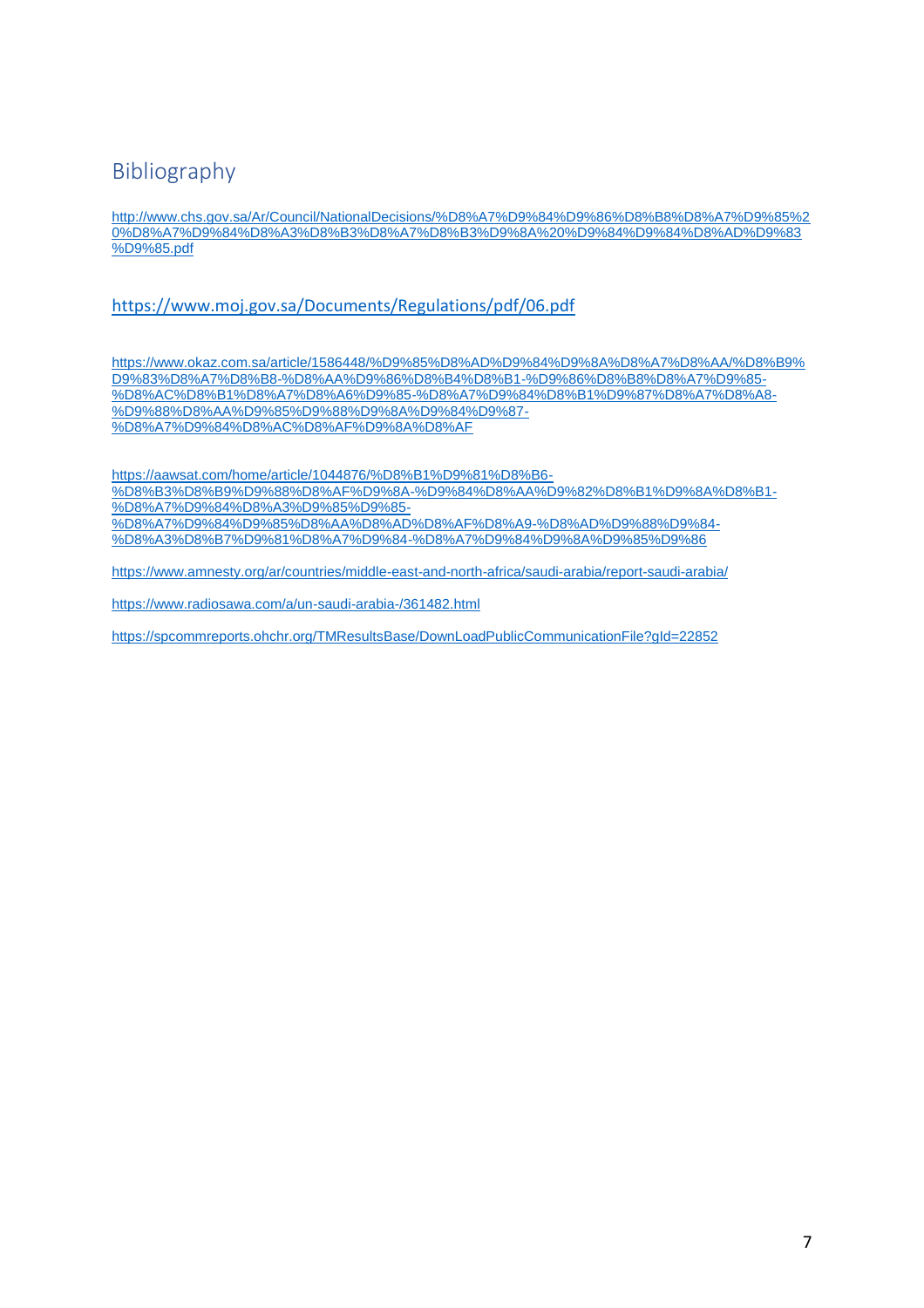## Bibliography

http://www.chs.gov.sa/Ar/Council/NationalDecisions/%D8%A7%D9%84%D9%86%D8%B8%D8%A7%D9%85%20%D8%A7%D9%84%D8%A3%D8%B3%D8%A7%D8%B3%D9%8A%20%D9%84%D9%84%D8%AD%D9%83%D9%85.pdf

https://www.moj.gov.sa/Documents/Regulations/pdf/06.pdf

https://www.okaz.com.sa/article/1586448/%D9%85%D8%AD%D9%84%D9%8A%D8%A7%D8%AA/%D8%B9%D9%83%D8%A7%D8%B8-%D8%AA%D9%86%D8%B4%D8%B1-%D9%86%D8%B8%D8%A7%D9%85-%D8%AC%D8%B1%D8%A7%D8%A6%D9%85-%D8%A7%D9%84%D8%B1%D9%87%D8%A7%D8%A8-%D9%88%D8%AA%D9%85%D9%88%D9%8A%D9%84%D9%87-%D8%A7%D9%84%D8%AC%D8%AF%D9%8A%D8%AF

https://aawsat.com/home/article/1044876/%D8%B1%D9%81%D8%B6-%D8%B3%D8%B9%D9%88%D8%AF%D9%8A-%D9%84%D8%AA%D9%82%D8%B1%D9%8A%D8%B1-%D8%A7%D9%84%D8%A3%D9%85%D9%85-%D8%A7%D9%84%D9%85%D8%AA%D8%AD%D8%AF%D8%A9-%D8%AD%D9%88%D9%84-%D8%A3%D8%B7%D9%81%D8%A7%D9%84-%D8%A7%D9%84%D9%8A%D9%85%D9%86

https://www.amnesty.org/ar/countries/middle-east-and-north-africa/saudi-arabia/report-saudi-arabia/

https://www.radiosawa.com/a/un-saudi-arabia-/361482.html

https://spcommreports.ohchr.org/TMResultsBase/DownLoadPublicCommunicationFile?gId=22852